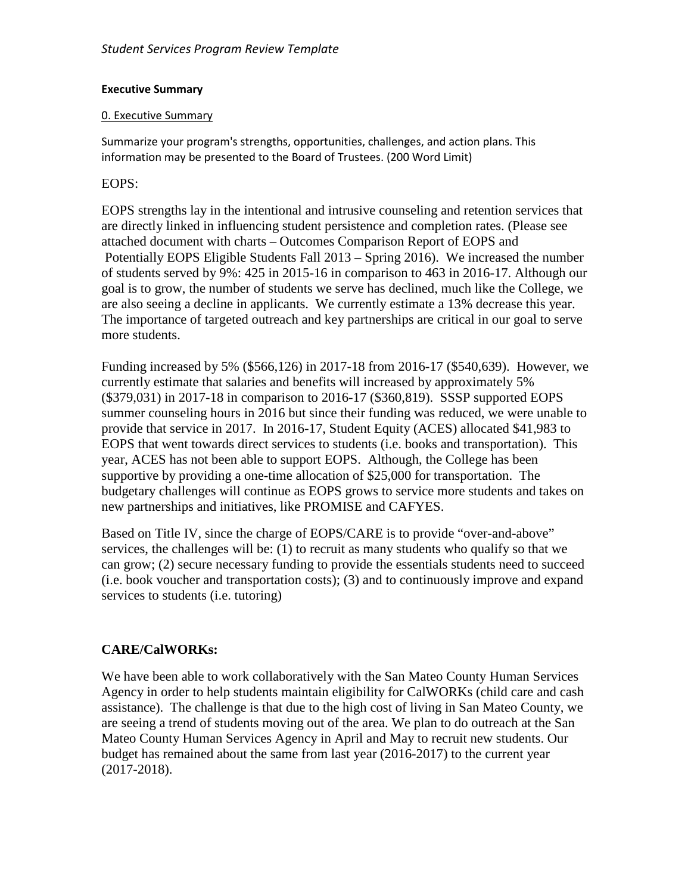*Student Services Program Review Template*

**Executive Summary**

0. Executive Summary

Summarize your program's strengths, opportunities, challenges, and action plans. This information may be presented to the Board of Trustees. (200 Word Limit)

EOPS:

EOPS strengths lay in the intentional and intrusive counseling and retention services that are directly linked in influencing student persistence and completion rates. (Please see attached document with charts – Outcomes Comparison Report of EOPS and Potentially EOPS Eligible Students Fall 2013 – Spring 2016). We increased the number of students served by 9%: 425 in 2015-16 in comparison to 463 in 2016-17. Although our goal is to grow, the number of students we serve has declined, much like the College, we are also seeing a decline in applicants. We currently estimate a 13% decrease this year. The importance of targeted outreach and key partnerships are critical in our goal to serve more students.

Funding increased by 5% ($566,126) in 2017-18 from 2016-17 ($540,639). However, we currently estimate that salaries and benefits will increased by approximately 5% ($379,031) in 2017-18 in comparison to 2016-17 ($360,819). SSSP supported EOPS summer counseling hours in 2016 but since their funding was reduced, we were unable to provide that service in 2017. In 2016-17, Student Equity (ACES) allocated $41,983 to EOPS that went towards direct services to students (i.e. books and transportation). This year, ACES has not been able to support EOPS. Although, the College has been supportive by providing a one-time allocation of $25,000 for transportation. The budgetary challenges will continue as EOPS grows to service more students and takes on new partnerships and initiatives, like PROMISE and CAFYES.

Based on Title IV, since the charge of EOPS/CARE is to provide "over-and-above" services, the challenges will be: (1) to recruit as many students who qualify so that we can grow; (2) secure necessary funding to provide the essentials students need to succeed (i.e. book voucher and transportation costs); (3) and to continuously improve and expand services to students (i.e. tutoring)

**CARE/CalWORKs:**

We have been able to work collaboratively with the San Mateo County Human Services Agency in order to help students maintain eligibility for CalWORKs (child care and cash assistance). The challenge is that due to the high cost of living in San Mateo County, we are seeing a trend of students moving out of the area. We plan to do outreach at the San Mateo County Human Services Agency in April and May to recruit new students. Our budget has remained about the same from last year (2016-2017) to the current year (2017-2018).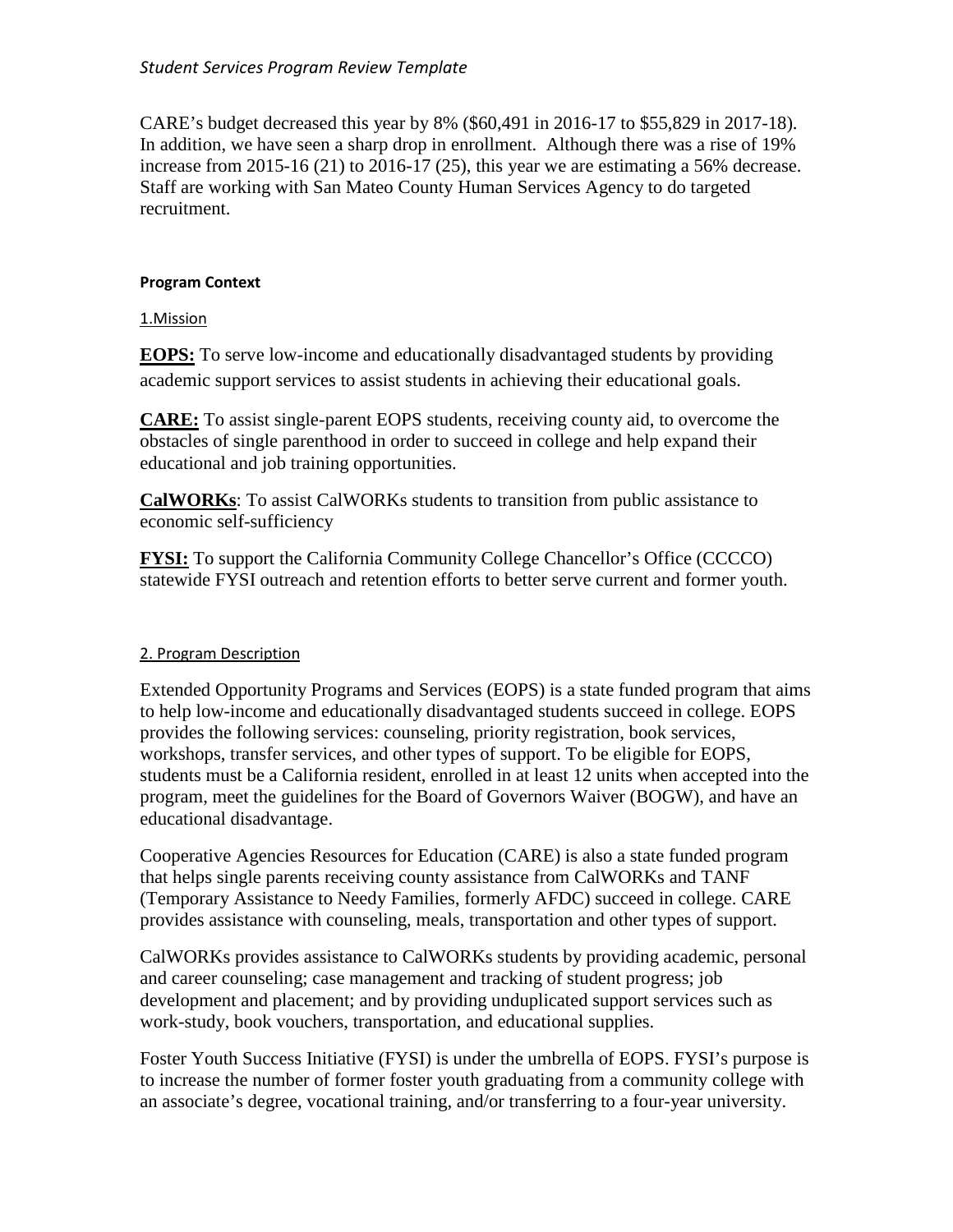CARE's budget decreased this year by 8% ($60,491 in 2016-17 to $55,829 in 2017-18). In addition, we have seen a sharp drop in enrollment. Although there was a rise of 19% increase from 2015-16 (21) to 2016-17 (25), this year we are estimating a 56% decrease. Staff are working with San Mateo County Human Services Agency to do targeted recruitment.

**Program Context**

1.Mission

**EOPS:** To serve low-income and educationally disadvantaged students by providing academic support services to assist students in achieving their educational goals.

**CARE:** To assist single-parent EOPS students, receiving county aid, to overcome the obstacles of single parenthood in order to succeed in college and help expand their educational and job training opportunities.

**CalWORKs**: To assist CalWORKs students to transition from public assistance to economic self-sufficiency

**FYSI:** To support the California Community College Chancellor's Office (CCCCO) statewide FYSI outreach and retention efforts to better serve current and former youth.

2. Program Description

Extended Opportunity Programs and Services (EOPS) is a state funded program that aims to help low-income and educationally disadvantaged students succeed in college. EOPS provides the following services: counseling, priority registration, book services, workshops, transfer services, and other types of support. To be eligible for EOPS, students must be a California resident, enrolled in at least 12 units when accepted into the program, meet the guidelines for the Board of Governors Waiver (BOGW), and have an educational disadvantage.

Cooperative Agencies Resources for Education (CARE) is also a state funded program that helps single parents receiving county assistance from CalWORKs and TANF (Temporary Assistance to Needy Families, formerly AFDC) succeed in college. CARE provides assistance with counseling, meals, transportation and other types of support.

CalWORKs provides assistance to CalWORKs students by providing academic, personal and career counseling; case management and tracking of student progress; job development and placement; and by providing unduplicated support services such as work-study, book vouchers, transportation, and educational supplies.

Foster Youth Success Initiative (FYSI) is under the umbrella of EOPS. FYSI's purpose is to increase the number of former foster youth graduating from a community college with an associate's degree, vocational training, and/or transferring to a four-year university.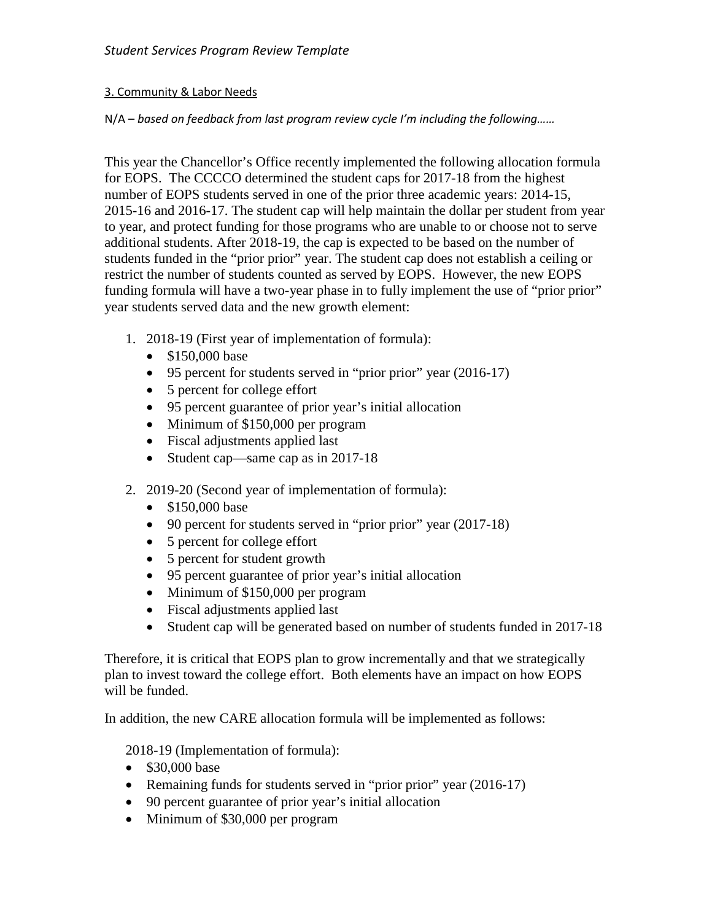3. Community & Labor Needs

N/A – *based on feedback from last program review cycle I'm including the following……*

This year the Chancellor's Office recently implemented the following allocation formula for EOPS. The CCCCO determined the student caps for 2017-18 from the highest number of EOPS students served in one of the prior three academic years: 2014-15, 2015-16 and 2016-17. The student cap will help maintain the dollar per student from year to year, and protect funding for those programs who are unable to or choose not to serve additional students. After 2018-19, the cap is expected to be based on the number of students funded in the "prior prior" year. The student cap does not establish a ceiling or restrict the number of students counted as served by EOPS. However, the new EOPS funding formula will have a two-year phase in to fully implement the use of "prior prior" year students served data and the new growth element:

1. 2018-19 (First year of implementation of formula):
   - $150,000 base
   - 95 percent for students served in "prior prior" year (2016-17)
   - 5 percent for college effort
   - 95 percent guarantee of prior year's initial allocation
   - Minimum of $150,000 per program
   - Fiscal adjustments applied last
   - Student cap—same cap as in 2017-18
2. 2019-20 (Second year of implementation of formula):
   - $150,000 base
   - 90 percent for students served in "prior prior" year (2017-18)
   - 5 percent for college effort
   - 5 percent for student growth
   - 95 percent guarantee of prior year's initial allocation
   - Minimum of $150,000 per program
   - Fiscal adjustments applied last
   - Student cap will be generated based on number of students funded in 2017-18

Therefore, it is critical that EOPS plan to grow incrementally and that we strategically plan to invest toward the college effort. Both elements have an impact on how EOPS will be funded.

In addition, the new CARE allocation formula will be implemented as follows:

2018-19 (Implementation of formula):

- $30,000 base
- Remaining funds for students served in "prior prior" year (2016-17)
- 90 percent guarantee of prior year's initial allocation
- Minimum of $30,000 per program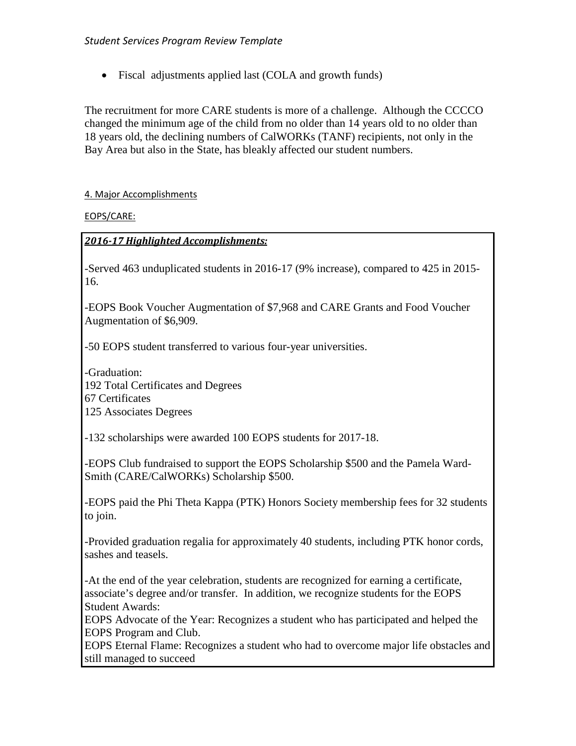- Fiscal adjustments applied last (COLA and growth funds)

The recruitment for more CARE students is more of a challenge. Although the CCCCO changed the minimum age of the child from no older than 14 years old to no older than 18 years old, the declining numbers of CalWORKs (TANF) recipients, not only in the Bay Area but also in the State, has bleakly affected our student numbers.

4. Major Accomplishments

EOPS/CARE:

***2016-17 Highlighted Accomplishments:***

-Served 463 unduplicated students in 2016-17 (9% increase), compared to 425 in 2015-16.

-EOPS Book Voucher Augmentation of $7,968 and CARE Grants and Food Voucher Augmentation of $6,909.

-50 EOPS student transferred to various four-year universities.

-Graduation:
192 Total Certificates and Degrees
67 Certificates
125 Associates Degrees

-132 scholarships were awarded 100 EOPS students for 2017-18.

-EOPS Club fundraised to support the EOPS Scholarship $500 and the Pamela Ward-Smith (CARE/CalWORKs) Scholarship $500.

-EOPS paid the Phi Theta Kappa (PTK) Honors Society membership fees for 32 students to join.

-Provided graduation regalia for approximately 40 students, including PTK honor cords, sashes and teasels.

-At the end of the year celebration, students are recognized for earning a certificate, associate's degree and/or transfer. In addition, we recognize students for the EOPS Student Awards:
EOPS Advocate of the Year: Recognizes a student who has participated and helped the EOPS Program and Club.
EOPS Eternal Flame: Recognizes a student who had to overcome major life obstacles and still managed to succeed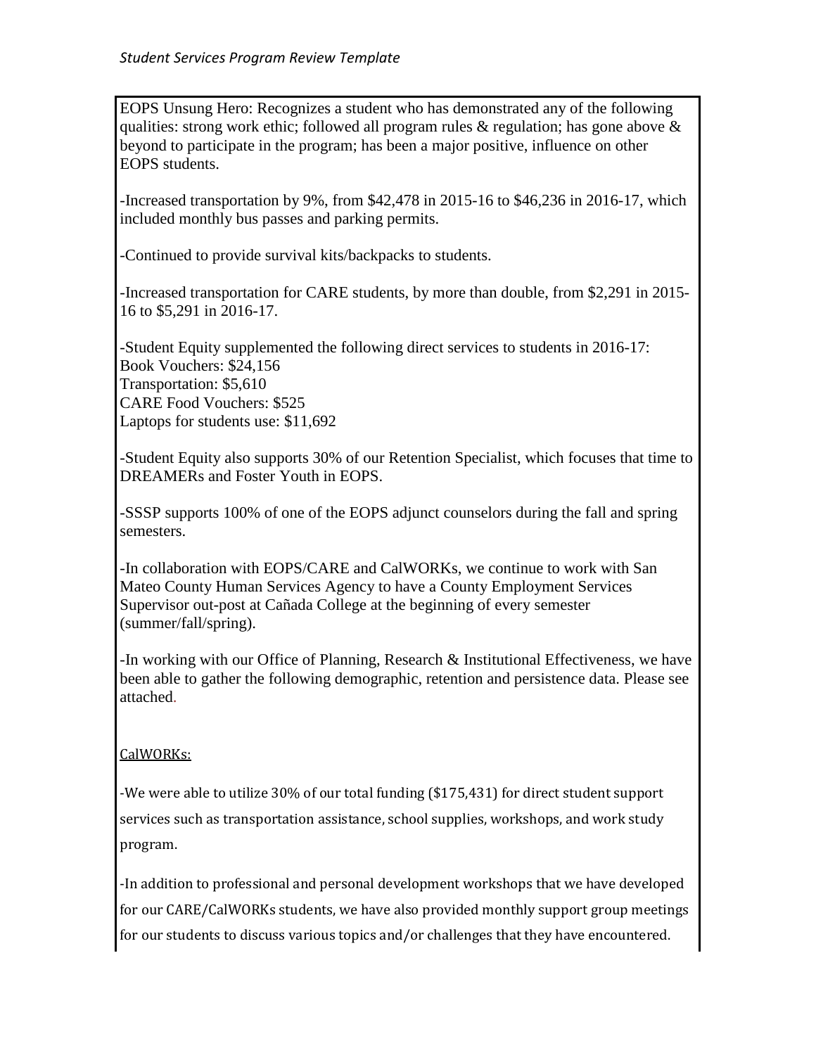EOPS Unsung Hero: Recognizes a student who has demonstrated any of the following qualities: strong work ethic; followed all program rules & regulation; has gone above & beyond to participate in the program; has been a major positive, influence on other EOPS students.

-Increased transportation by 9%, from $42,478 in 2015-16 to $46,236 in 2016-17, which included monthly bus passes and parking permits.

-Continued to provide survival kits/backpacks to students.

-Increased transportation for CARE students, by more than double, from $2,291 in 2015-16 to $5,291 in 2016-17.

-Student Equity supplemented the following direct services to students in 2016-17:
Book Vouchers: $24,156
Transportation: $5,610
CARE Food Vouchers: $525
Laptops for students use: $11,692

-Student Equity also supports 30% of our Retention Specialist, which focuses that time to DREAMERs and Foster Youth in EOPS.

-SSSP supports 100% of one of the EOPS adjunct counselors during the fall and spring semesters.

-In collaboration with EOPS/CARE and CalWORKs, we continue to work with San Mateo County Human Services Agency to have a County Employment Services Supervisor out-post at Cañada College at the beginning of every semester (summer/fall/spring).

-In working with our Office of Planning, Research & Institutional Effectiveness, we have been able to gather the following demographic, retention and persistence data. Please see attached.

<u>CalWORKs:</u>

-We were able to utilize 30% of our total funding ($175,431) for direct student support services such as transportation assistance, school supplies, workshops, and work study program.

-In addition to professional and personal development workshops that we have developed for our CARE/CalWORKs students, we have also provided monthly support group meetings for our students to discuss various topics and/or challenges that they have encountered.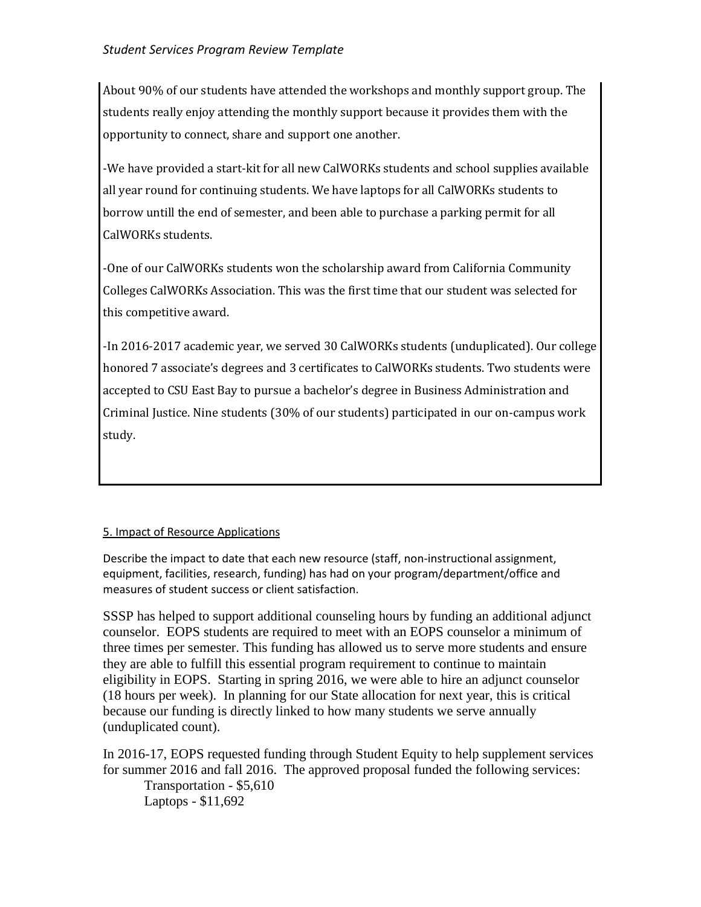About 90% of our students have attended the workshops and monthly support group. The students really enjoy attending the monthly support because it provides them with the opportunity to connect, share and support one another.

-We have provided a start-kit for all new CalWORKs students and school supplies available all year round for continuing students. We have laptops for all CalWORKs students to borrow untill the end of semester, and been able to purchase a parking permit for all CalWORKs students.

-One of our CalWORKs students won the scholarship award from California Community Colleges CalWORKs Association. This was the first time that our student was selected for this competitive award.

-In 2016-2017 academic year, we served 30 CalWORKs students (unduplicated). Our college honored 7 associate's degrees and 3 certificates to CalWORKs students. Two students were accepted to CSU East Bay to pursue a bachelor's degree in Business Administration and Criminal Justice. Nine students (30% of our students) participated in our on-campus work study.

5. Impact of Resource Applications

Describe the impact to date that each new resource (staff, non-instructional assignment, equipment, facilities, research, funding) has had on your program/department/office and measures of student success or client satisfaction.

SSSP has helped to support additional counseling hours by funding an additional adjunct counselor. EOPS students are required to meet with an EOPS counselor a minimum of three times per semester. This funding has allowed us to serve more students and ensure they are able to fulfill this essential program requirement to continue to maintain eligibility in EOPS. Starting in spring 2016, we were able to hire an adjunct counselor (18 hours per week). In planning for our State allocation for next year, this is critical because our funding is directly linked to how many students we serve annually (unduplicated count).

In 2016-17, EOPS requested funding through Student Equity to help supplement services for summer 2016 and fall 2016. The approved proposal funded the following services:

Transportation - $5,610
Laptops - $11,692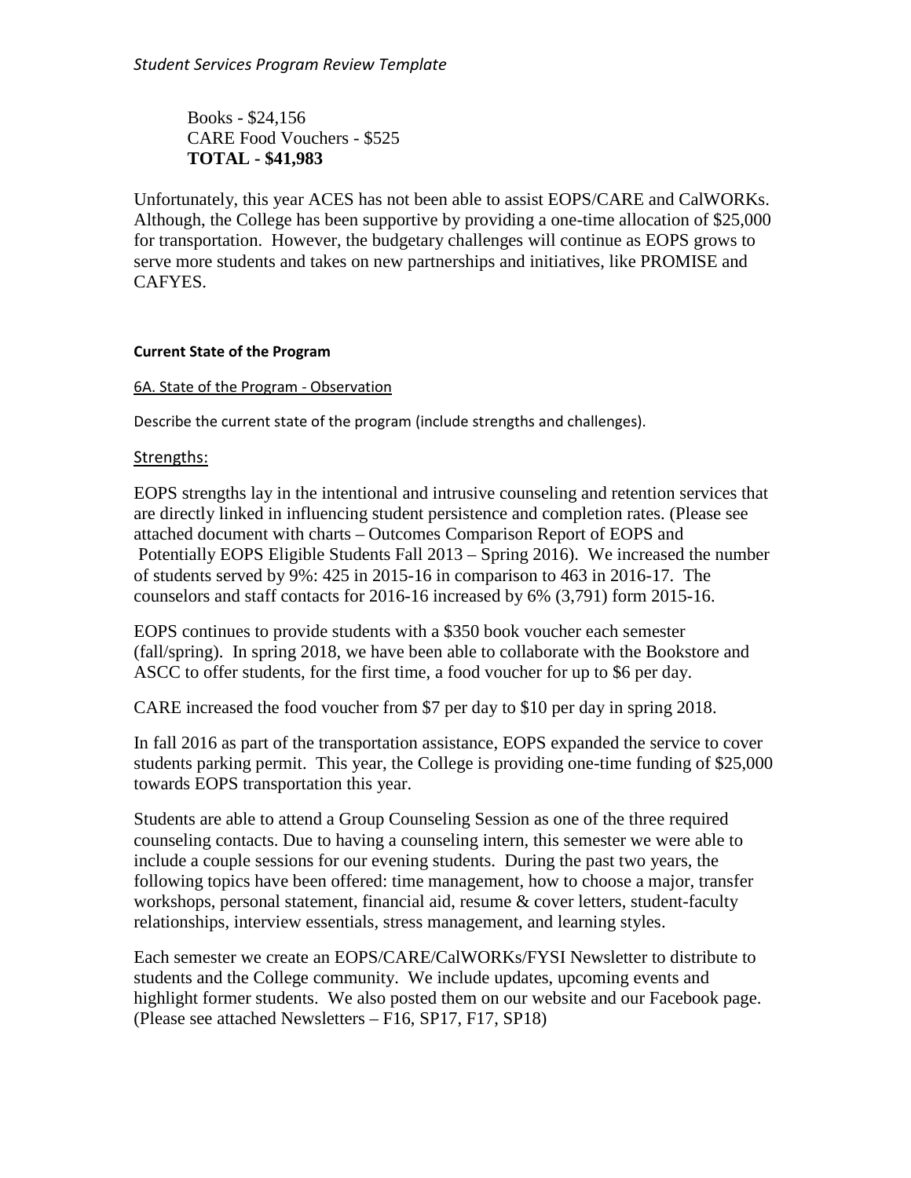Books - $24,156
CARE Food Vouchers - $525
**TOTAL - $41,983**

Unfortunately, this year ACES has not been able to assist EOPS/CARE and CalWORKs. Although, the College has been supportive by providing a one-time allocation of $25,000 for transportation. However, the budgetary challenges will continue as EOPS grows to serve more students and takes on new partnerships and initiatives, like PROMISE and CAFYES.

**Current State of the Program**

6A. State of the Program - Observation

Describe the current state of the program (include strengths and challenges).

Strengths:

EOPS strengths lay in the intentional and intrusive counseling and retention services that are directly linked in influencing student persistence and completion rates. (Please see attached document with charts – Outcomes Comparison Report of EOPS and Potentially EOPS Eligible Students Fall 2013 – Spring 2016). We increased the number of students served by 9%: 425 in 2015-16 in comparison to 463 in 2016-17. The counselors and staff contacts for 2016-16 increased by 6% (3,791) form 2015-16.

EOPS continues to provide students with a $350 book voucher each semester (fall/spring). In spring 2018, we have been able to collaborate with the Bookstore and ASCC to offer students, for the first time, a food voucher for up to $6 per day.

CARE increased the food voucher from $7 per day to $10 per day in spring 2018.

In fall 2016 as part of the transportation assistance, EOPS expanded the service to cover students parking permit. This year, the College is providing one-time funding of $25,000 towards EOPS transportation this year.

Students are able to attend a Group Counseling Session as one of the three required counseling contacts. Due to having a counseling intern, this semester we were able to include a couple sessions for our evening students. During the past two years, the following topics have been offered: time management, how to choose a major, transfer workshops, personal statement, financial aid, resume & cover letters, student-faculty relationships, interview essentials, stress management, and learning styles.

Each semester we create an EOPS/CARE/CalWORKs/FYSI Newsletter to distribute to students and the College community. We include updates, upcoming events and highlight former students. We also posted them on our website and our Facebook page. (Please see attached Newsletters – F16, SP17, F17, SP18)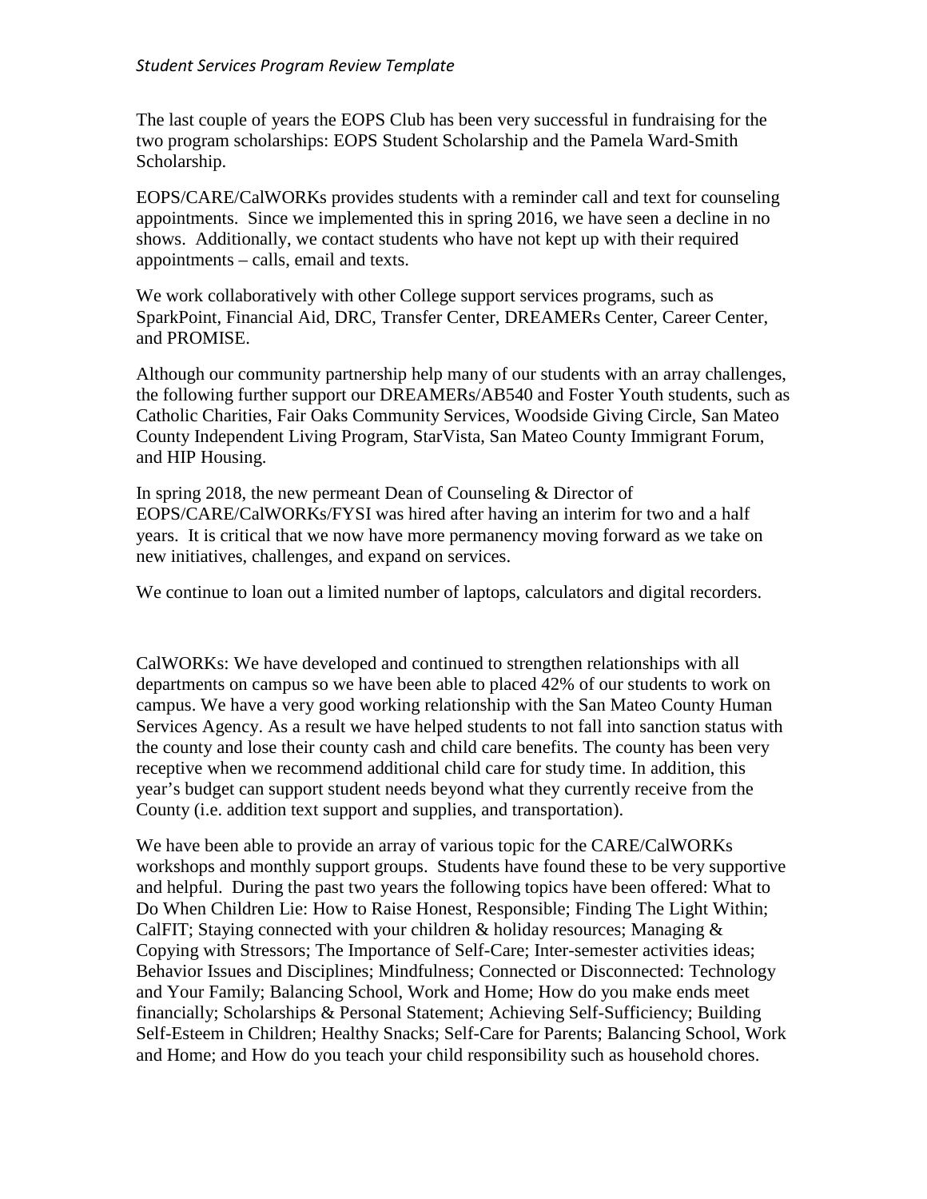The last couple of years the EOPS Club has been very successful in fundraising for the two program scholarships: EOPS Student Scholarship and the Pamela Ward-Smith Scholarship.

EOPS/CARE/CalWORKs provides students with a reminder call and text for counseling appointments. Since we implemented this in spring 2016, we have seen a decline in no shows. Additionally, we contact students who have not kept up with their required appointments – calls, email and texts.

We work collaboratively with other College support services programs, such as SparkPoint, Financial Aid, DRC, Transfer Center, DREAMERs Center, Career Center, and PROMISE.

Although our community partnership help many of our students with an array challenges, the following further support our DREAMERs/AB540 and Foster Youth students, such as Catholic Charities, Fair Oaks Community Services, Woodside Giving Circle, San Mateo County Independent Living Program, StarVista, San Mateo County Immigrant Forum, and HIP Housing.

In spring 2018, the new permeant Dean of Counseling & Director of EOPS/CARE/CalWORKs/FYSI was hired after having an interim for two and a half years. It is critical that we now have more permanency moving forward as we take on new initiatives, challenges, and expand on services.

We continue to loan out a limited number of laptops, calculators and digital recorders.

CalWORKs: We have developed and continued to strengthen relationships with all departments on campus so we have been able to placed 42% of our students to work on campus. We have a very good working relationship with the San Mateo County Human Services Agency. As a result we have helped students to not fall into sanction status with the county and lose their county cash and child care benefits. The county has been very receptive when we recommend additional child care for study time. In addition, this year's budget can support student needs beyond what they currently receive from the County (i.e. addition text support and supplies, and transportation).

We have been able to provide an array of various topic for the CARE/CalWORKs workshops and monthly support groups. Students have found these to be very supportive and helpful. During the past two years the following topics have been offered: What to Do When Children Lie: How to Raise Honest, Responsible; Finding The Light Within; CalFIT; Staying connected with your children & holiday resources; Managing & Copying with Stressors; The Importance of Self-Care; Inter-semester activities ideas; Behavior Issues and Disciplines; Mindfulness; Connected or Disconnected: Technology and Your Family; Balancing School, Work and Home; How do you make ends meet financially; Scholarships & Personal Statement; Achieving Self-Sufficiency; Building Self-Esteem in Children; Healthy Snacks; Self-Care for Parents; Balancing School, Work and Home; and How do you teach your child responsibility such as household chores.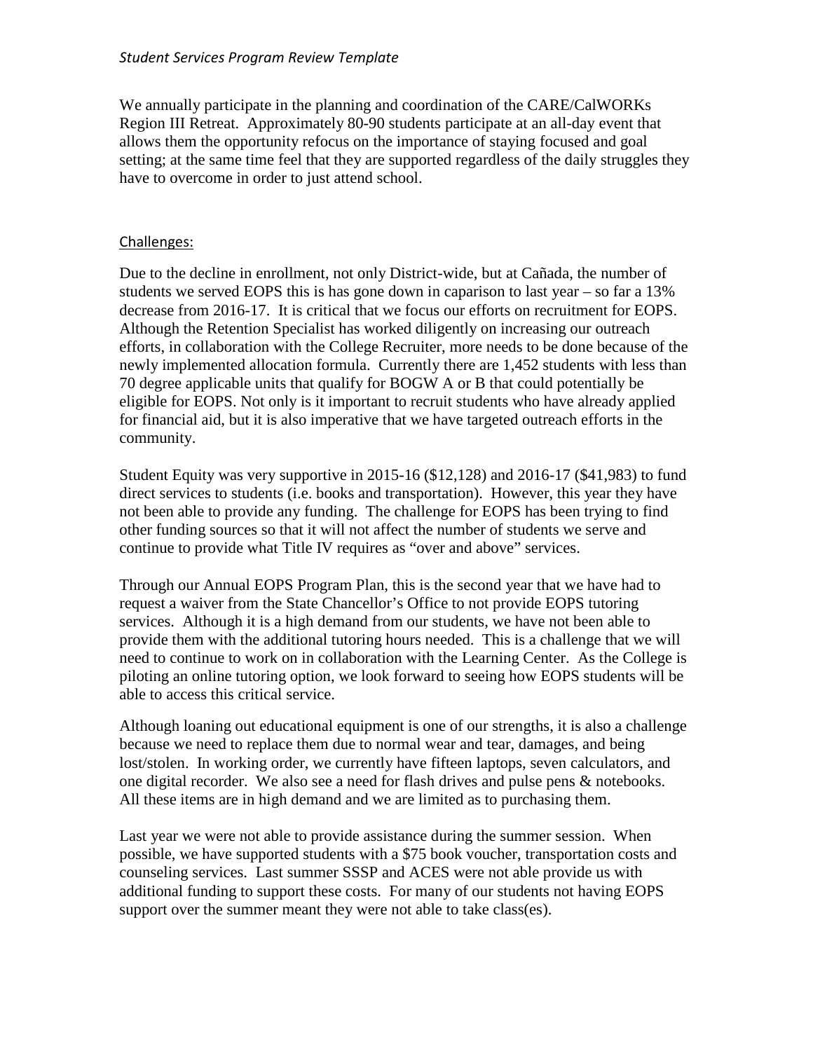We annually participate in the planning and coordination of the CARE/CalWORKs Region III Retreat. Approximately 80-90 students participate at an all-day event that allows them the opportunity refocus on the importance of staying focused and goal setting; at the same time feel that they are supported regardless of the daily struggles they have to overcome in order to just attend school.

## Challenges:

Due to the decline in enrollment, not only District-wide, but at Cañada, the number of students we served EOPS this is has gone down in caparison to last year – so far a 13% decrease from 2016-17. It is critical that we focus our efforts on recruitment for EOPS. Although the Retention Specialist has worked diligently on increasing our outreach efforts, in collaboration with the College Recruiter, more needs to be done because of the newly implemented allocation formula. Currently there are 1,452 students with less than 70 degree applicable units that qualify for BOGW A or B that could potentially be eligible for EOPS. Not only is it important to recruit students who have already applied for financial aid, but it is also imperative that we have targeted outreach efforts in the community.

Student Equity was very supportive in 2015-16 ($12,128) and 2016-17 ($41,983) to fund direct services to students (i.e. books and transportation). However, this year they have not been able to provide any funding. The challenge for EOPS has been trying to find other funding sources so that it will not affect the number of students we serve and continue to provide what Title IV requires as "over and above" services.

Through our Annual EOPS Program Plan, this is the second year that we have had to request a waiver from the State Chancellor's Office to not provide EOPS tutoring services. Although it is a high demand from our students, we have not been able to provide them with the additional tutoring hours needed. This is a challenge that we will need to continue to work on in collaboration with the Learning Center. As the College is piloting an online tutoring option, we look forward to seeing how EOPS students will be able to access this critical service.

Although loaning out educational equipment is one of our strengths, it is also a challenge because we need to replace them due to normal wear and tear, damages, and being lost/stolen. In working order, we currently have fifteen laptops, seven calculators, and one digital recorder. We also see a need for flash drives and pulse pens & notebooks. All these items are in high demand and we are limited as to purchasing them.

Last year we were not able to provide assistance during the summer session. When possible, we have supported students with a $75 book voucher, transportation costs and counseling services. Last summer SSSP and ACES were not able provide us with additional funding to support these costs. For many of our students not having EOPS support over the summer meant they were not able to take class(es).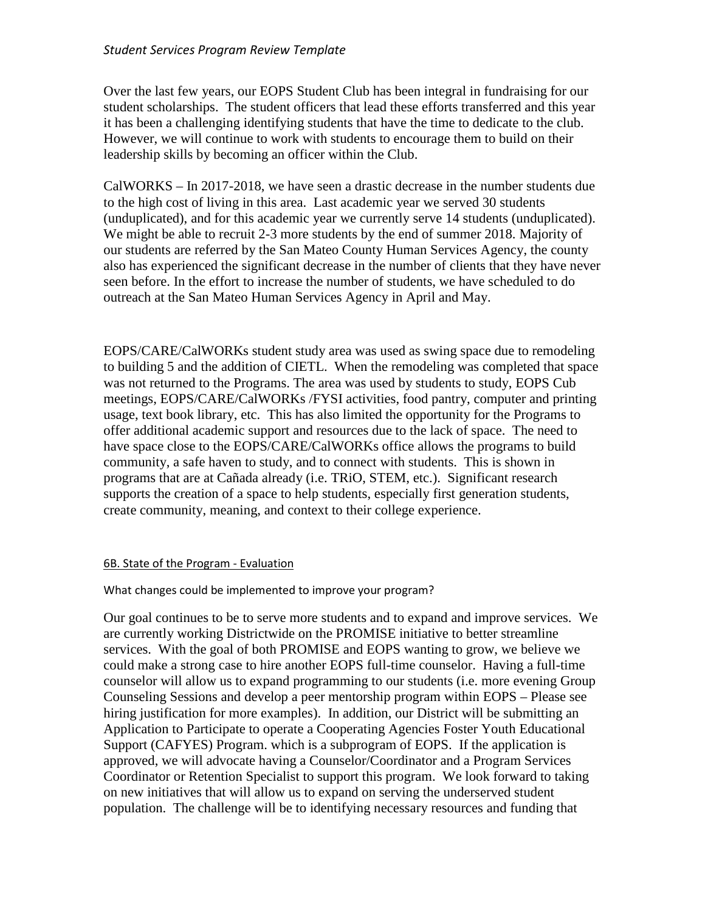Over the last few years, our EOPS Student Club has been integral in fundraising for our student scholarships. The student officers that lead these efforts transferred and this year it has been a challenging identifying students that have the time to dedicate to the club. However, we will continue to work with students to encourage them to build on their leadership skills by becoming an officer within the Club.

CalWORKS – In 2017-2018, we have seen a drastic decrease in the number students due to the high cost of living in this area. Last academic year we served 30 students (unduplicated), and for this academic year we currently serve 14 students (unduplicated). We might be able to recruit 2-3 more students by the end of summer 2018. Majority of our students are referred by the San Mateo County Human Services Agency, the county also has experienced the significant decrease in the number of clients that they have never seen before. In the effort to increase the number of students, we have scheduled to do outreach at the San Mateo Human Services Agency in April and May.

EOPS/CARE/CalWORKs student study area was used as swing space due to remodeling to building 5 and the addition of CIETL. When the remodeling was completed that space was not returned to the Programs. The area was used by students to study, EOPS Cub meetings, EOPS/CARE/CalWORKs /FYSI activities, food pantry, computer and printing usage, text book library, etc. This has also limited the opportunity for the Programs to offer additional academic support and resources due to the lack of space. The need to have space close to the EOPS/CARE/CalWORKs office allows the programs to build community, a safe haven to study, and to connect with students. This is shown in programs that are at Cañada already (i.e. TRiO, STEM, etc.). Significant research supports the creation of a space to help students, especially first generation students, create community, meaning, and context to their college experience.

## 6B. State of the Program - Evaluation

What changes could be implemented to improve your program?

Our goal continues to be to serve more students and to expand and improve services. We are currently working Districtwide on the PROMISE initiative to better streamline services. With the goal of both PROMISE and EOPS wanting to grow, we believe we could make a strong case to hire another EOPS full-time counselor. Having a full-time counselor will allow us to expand programming to our students (i.e. more evening Group Counseling Sessions and develop a peer mentorship program within EOPS – Please see hiring justification for more examples). In addition, our District will be submitting an Application to Participate to operate a Cooperating Agencies Foster Youth Educational Support (CAFYES) Program. which is a subprogram of EOPS. If the application is approved, we will advocate having a Counselor/Coordinator and a Program Services Coordinator or Retention Specialist to support this program. We look forward to taking on new initiatives that will allow us to expand on serving the underserved student population. The challenge will be to identifying necessary resources and funding that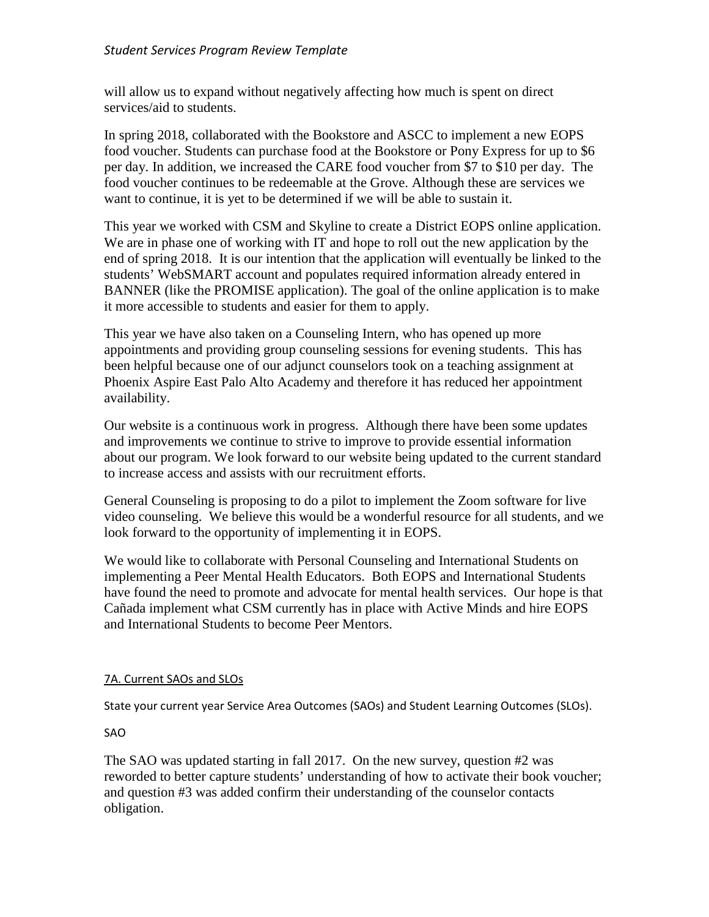will allow us to expand without negatively affecting how much is spent on direct services/aid to students.

In spring 2018, collaborated with the Bookstore and ASCC to implement a new EOPS food voucher. Students can purchase food at the Bookstore or Pony Express for up to $6 per day. In addition, we increased the CARE food voucher from $7 to $10 per day. The food voucher continues to be redeemable at the Grove. Although these are services we want to continue, it is yet to be determined if we will be able to sustain it.

This year we worked with CSM and Skyline to create a District EOPS online application. We are in phase one of working with IT and hope to roll out the new application by the end of spring 2018. It is our intention that the application will eventually be linked to the students' WebSMART account and populates required information already entered in BANNER (like the PROMISE application). The goal of the online application is to make it more accessible to students and easier for them to apply.

This year we have also taken on a Counseling Intern, who has opened up more appointments and providing group counseling sessions for evening students. This has been helpful because one of our adjunct counselors took on a teaching assignment at Phoenix Aspire East Palo Alto Academy and therefore it has reduced her appointment availability.

Our website is a continuous work in progress. Although there have been some updates and improvements we continue to strive to improve to provide essential information about our program. We look forward to our website being updated to the current standard to increase access and assists with our recruitment efforts.

General Counseling is proposing to do a pilot to implement the Zoom software for live video counseling. We believe this would be a wonderful resource for all students, and we look forward to the opportunity of implementing it in EOPS.

We would like to collaborate with Personal Counseling and International Students on implementing a Peer Mental Health Educators. Both EOPS and International Students have found the need to promote and advocate for mental health services. Our hope is that Cañada implement what CSM currently has in place with Active Minds and hire EOPS and International Students to become Peer Mentors.

## 7A. Current SAOs and SLOs

State your current year Service Area Outcomes (SAOs) and Student Learning Outcomes (SLOs).

SAO

The SAO was updated starting in fall 2017. On the new survey, question #2 was reworded to better capture students' understanding of how to activate their book voucher; and question #3 was added confirm their understanding of the counselor contacts obligation.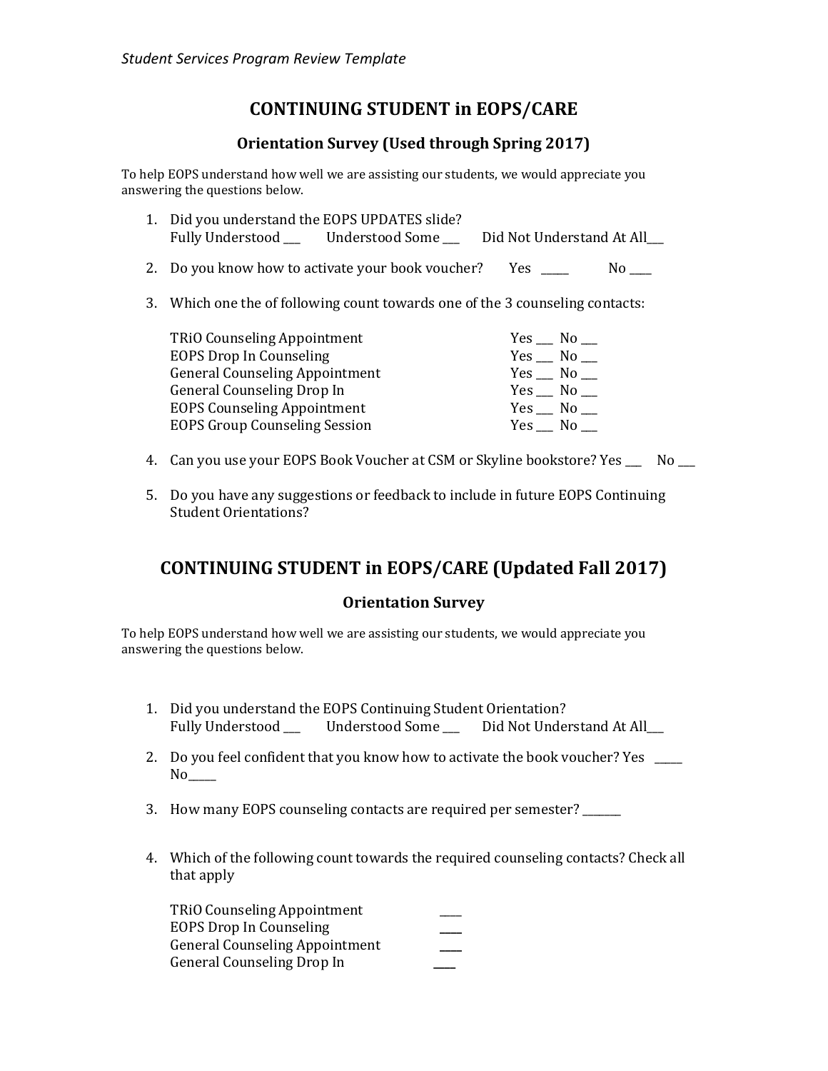## CONTINUING STUDENT in EOPS/CARE

### Orientation Survey (Used through Spring 2017)

To help EOPS understand how well we are assisting our students, we would appreciate you answering the questions below.

1. Did you understand the EOPS UPDATES slide?
   Fully Understood ___ Understood Some ___ Did Not Understand At All___

2. Do you know how to activate your book voucher? Yes _____ No ____

3. Which one the of following count towards one of the 3 counseling contacts:

   TRiO Counseling Appointment Yes ___ No ___
   EOPS Drop In Counseling Yes ___ No ___
   General Counseling Appointment Yes ___ No ___
   General Counseling Drop In Yes ___ No ___
   EOPS Counseling Appointment Yes ___ No ___
   EOPS Group Counseling Session Yes ___ No ___

4. Can you use your EOPS Book Voucher at CSM or Skyline bookstore? Yes ___ No ___

5. Do you have any suggestions or feedback to include in future EOPS Continuing Student Orientations?

## CONTINUING STUDENT in EOPS/CARE (Updated Fall 2017)

### Orientation Survey

To help EOPS understand how well we are assisting our students, we would appreciate you answering the questions below.

1. Did you understand the EOPS Continuing Student Orientation?
   Fully Understood ___ Understood Some ___ Did Not Understand At All___

2. Do you feel confident that you know how to activate the book voucher? Yes _____ No_____

3. How many EOPS counseling contacts are required per semester? _______

4. Which of the following count towards the required counseling contacts? Check all that apply

   TRiO Counseling Appointment ____
   EOPS Drop In Counseling ____
   General Counseling Appointment ____
   General Counseling Drop In ____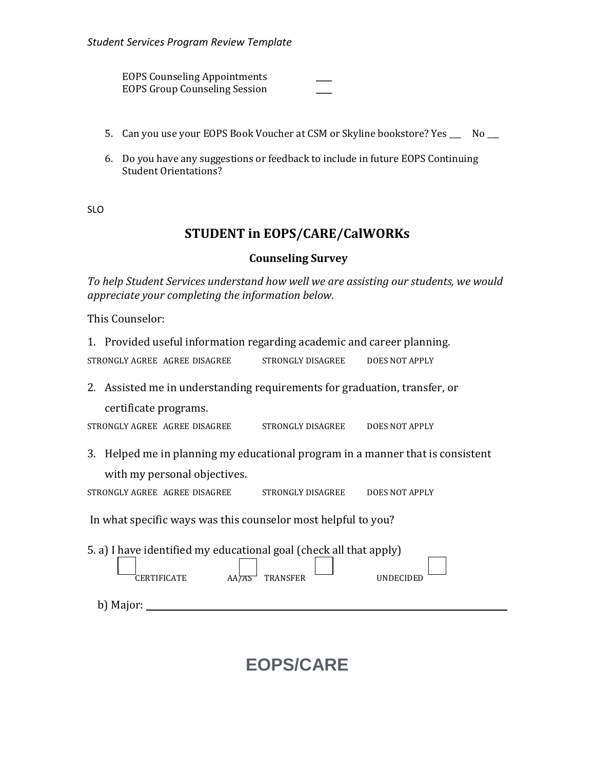EOPS Counseling Appointments ____
EOPS Group Counseling Session ____

5. Can you use your EOPS Book Voucher at CSM or Skyline bookstore? Yes ___ No ___

6. Do you have any suggestions or feedback to include in future EOPS Continuing Student Orientations?

SLO

## STUDENT in EOPS/CARE/CalWORKs

### Counseling Survey

*To help Student Services understand how well we are assisting our students, we would appreciate your completing the information below.*

This Counselor:

1. Provided useful information regarding academic and career planning.

STRONGLY AGREE AGREE DISAGREE STRONGLY DISAGREE DOES NOT APPLY

2. Assisted me in understanding requirements for graduation, transfer, or certificate programs.

STRONGLY AGREE AGREE DISAGREE STRONGLY DISAGREE DOES NOT APPLY

3. Helped me in planning my educational program in a manner that is consistent with my personal objectives.

STRONGLY AGREE AGREE DISAGREE STRONGLY DISAGREE DOES NOT APPLY

In what specific ways was this counselor most helpful to you?

5. a) I have identified my educational goal (check all that apply)

☐ CERTIFICATE ☐ AA/AS ☐ TRANSFER ☐ UNDECIDED

b) Major: ______________________________

## EOPS/CARE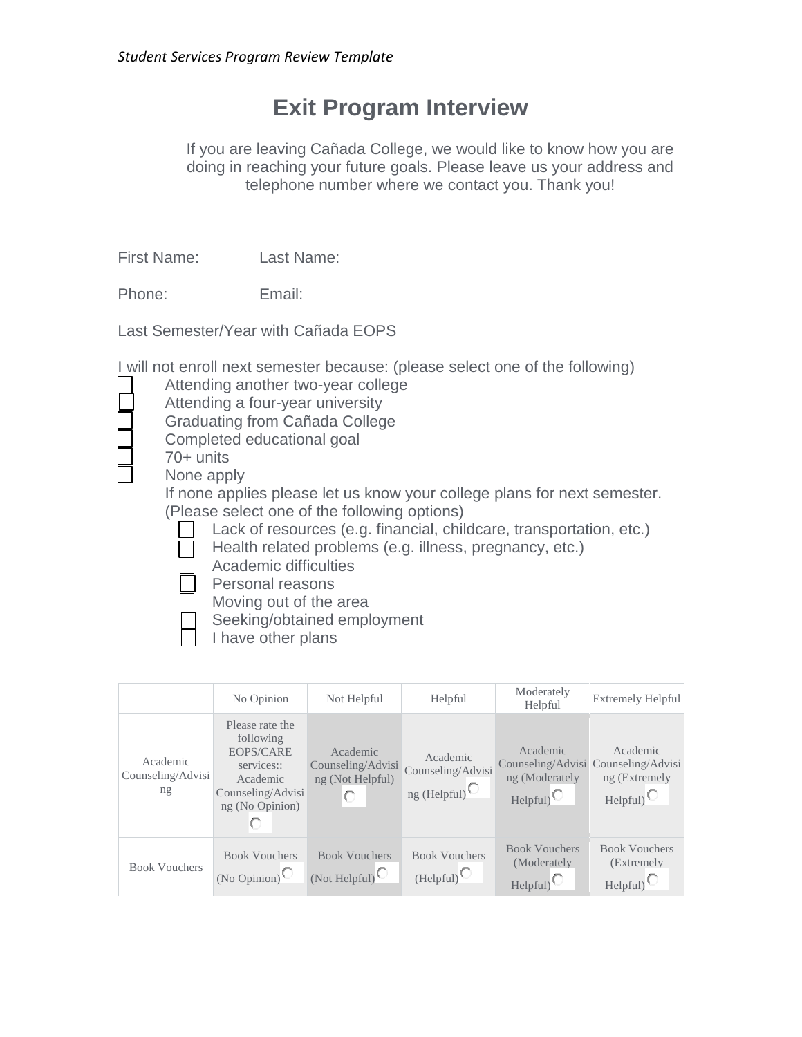# Exit Program Interview

If you are leaving Cañada College, we would like to know how you are doing in reaching your future goals. Please leave us your address and telephone number where we contact you. Thank you!

First Name: Last Name:

Phone: Email:

Last Semester/Year with Cañada EOPS

I will not enroll next semester because: (please select one of the following)

- ☐ Attending another two-year college
- ☐ Attending a four-year university
- ☐ Graduating from Cañada College
- ☐ Completed educational goal
- ☐ 70+ units
- ☐ None apply

If none applies please let us know your college plans for next semester. (Please select one of the following options)

- ☐ Lack of resources (e.g. financial, childcare, transportation, etc.)
- ☐ Health related problems (e.g. illness, pregnancy, etc.)
- ☐ Academic difficulties
- ☐ Personal reasons
- ☐ Moving out of the area
- ☐ Seeking/obtained employment
- ☐ I have other plans

| | No Opinion | Not Helpful | Helpful | Moderately Helpful | Extremely Helpful |
|---|---|---|---|---|---|
| Academic Counseling/Advising | Please rate the following EOPS/CARE services:: Academic Counseling/Advising (No Opinion) ○ | Academic Counseling/Advising (Not Helpful) ○ | Academic Counseling/Advising (Helpful) ○ | Academic Counseling/Advising (Moderately Helpful) ○ | Academic Counseling/Advising (Extremely Helpful) ○ |
| Book Vouchers | Book Vouchers (No Opinion) ○ | Book Vouchers (Not Helpful) ○ | Book Vouchers (Helpful) ○ | Book Vouchers (Moderately Helpful) ○ | Book Vouchers (Extremely Helpful) ○ |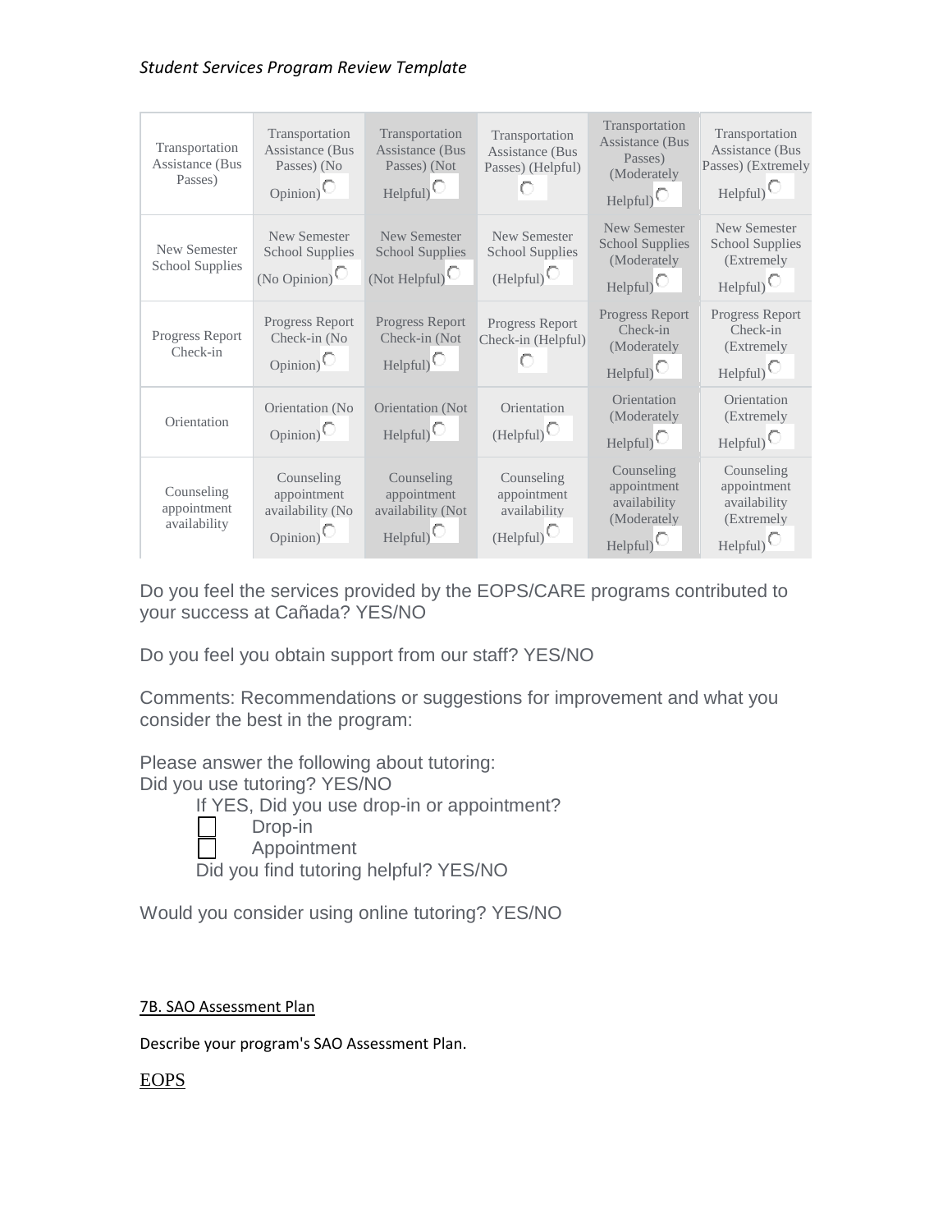| Transportation Assistance (Bus Passes) | Transportation Assistance (Bus Passes) (No Opinion) | Transportation Assistance (Bus Passes) (Not Helpful) | Transportation Assistance (Bus Passes) (Helpful) | Transportation Assistance (Bus Passes) (Moderately Helpful) | Transportation Assistance (Bus Passes) (Extremely Helpful) |
|---|---|---|---|---|---|
| New Semester School Supplies | New Semester School Supplies (No Opinion) | New Semester School Supplies (Not Helpful) | New Semester School Supplies (Helpful) | New Semester School Supplies (Moderately Helpful) | New Semester School Supplies (Extremely Helpful) |
| Progress Report Check-in | Progress Report Check-in (No Opinion) | Progress Report Check-in (Not Helpful) | Progress Report Check-in (Helpful) | Progress Report Check-in (Moderately Helpful) | Progress Report Check-in (Extremely Helpful) |
| Orientation | Orientation (No Opinion) | Orientation (Not Helpful) | Orientation (Helpful) | Orientation (Moderately Helpful) | Orientation (Extremely Helpful) |
| Counseling appointment availability | Counseling appointment availability (No Opinion) | Counseling appointment availability (Not Helpful) | Counseling appointment availability (Helpful) | Counseling appointment availability (Moderately Helpful) | Counseling appointment availability (Extremely Helpful) |

Do you feel the services provided by the EOPS/CARE programs contributed to your success at Cañada? YES/NO

Do you feel you obtain support from our staff? YES/NO

Comments: Recommendations or suggestions for improvement and what you consider the best in the program:

Please answer the following about tutoring:
Did you use tutoring? YES/NO

If YES, Did you use drop-in or appointment?

- [ ] Drop-in
- [ ] Appointment

Did you find tutoring helpful? YES/NO

Would you consider using online tutoring? YES/NO

7B. SAO Assessment Plan

Describe your program's SAO Assessment Plan.

EOPS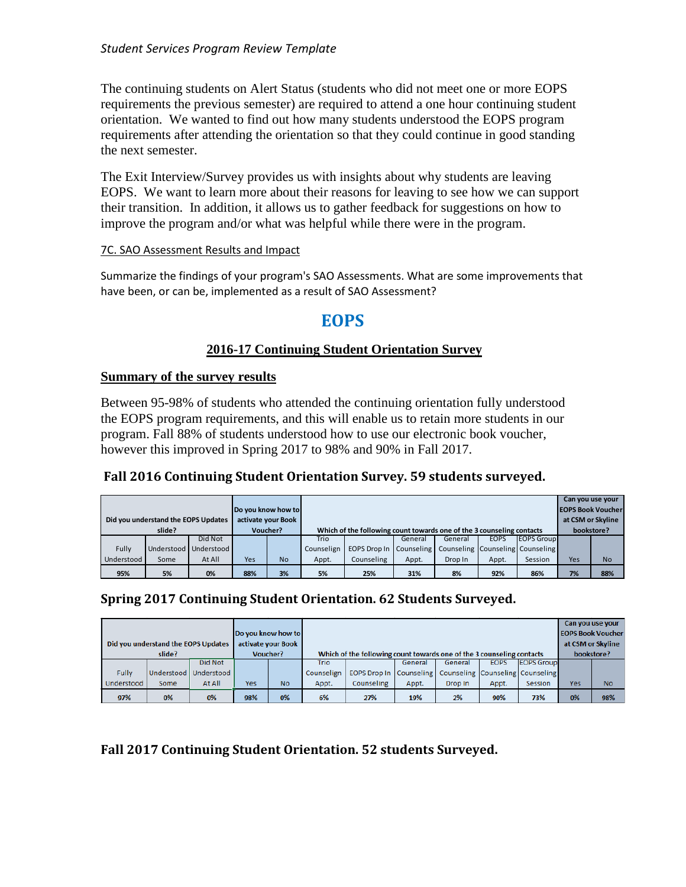The continuing students on Alert Status (students who did not meet one or more EOPS requirements the previous semester) are required to attend a one hour continuing student orientation. We wanted to find out how many students understood the EOPS program requirements after attending the orientation so that they could continue in good standing the next semester.

The Exit Interview/Survey provides us with insights about why students are leaving EOPS. We want to learn more about their reasons for leaving to see how we can support their transition. In addition, it allows us to gather feedback for suggestions on how to improve the program and/or what was helpful while there were in the program.

7C. SAO Assessment Results and Impact

Summarize the findings of your program's SAO Assessments. What are some improvements that have been, or can be, implemented as a result of SAO Assessment?

# EOPS

## 2016-17 Continuing Student Orientation Survey

### Summary of the survey results

Between 95-98% of students who attended the continuing orientation fully understood the EOPS program requirements, and this will enable us to retain more students in our program. Fall 88% of students understood how to use our electronic book voucher, however this improved in Spring 2017 to 98% and 90% in Fall 2017.

**Fall 2016 Continuing Student Orientation Survey. 59 students surveyed.**

| Did you understand the EOPS Updates slide? | | | Do you know how to activate your Book Voucher? | | Which of the following count towards one of the 3 counseling contacts | | | | | | Can you use your EOPS Book Voucher at CSM or Skyline bookstore? | |
|---|---|---|---|---|---|---|---|---|---|---|---|---|
| Fully Understood | Understood Some | Did Not Understood At All | Yes | No | Trio Counselign Appt. | EOPS Drop In Counseling | General Counseling Appt. | General Counseling Drop In | EOPS Counseling Appt. | EOPS Group Counseling Session | Yes | No |
| 95% | 5% | 0% | 88% | 3% | 5% | 25% | 31% | 8% | 92% | 86% | 7% | 88% |

**Spring 2017 Continuing Student Orientation. 62 Students Surveyed.**

| Did you understand the EOPS Updates slide? | | | Do you know how to activate your Book Voucher? | | Which of the following count towards one of the 3 counseling contacts | | | | | | Can you use your EOPS Book Voucher at CSM or Skyline bookstore? | |
|---|---|---|---|---|---|---|---|---|---|---|---|---|
| Fully Understood | Understood Some | Did Not Understood At All | Yes | No | Trio Counselign Appt. | EOPS Drop In Counseling | General Counseling Appt. | General Counseling Drop In | EOPS Counseling Appt. | EOPS Group Counseling Session | Yes | No |
| 97% | 0% | 0% | 98% | 0% | 6% | 27% | 19% | 2% | 90% | 73% | 0% | 98% |

**Fall 2017 Continuing Student Orientation. 52 students Surveyed.**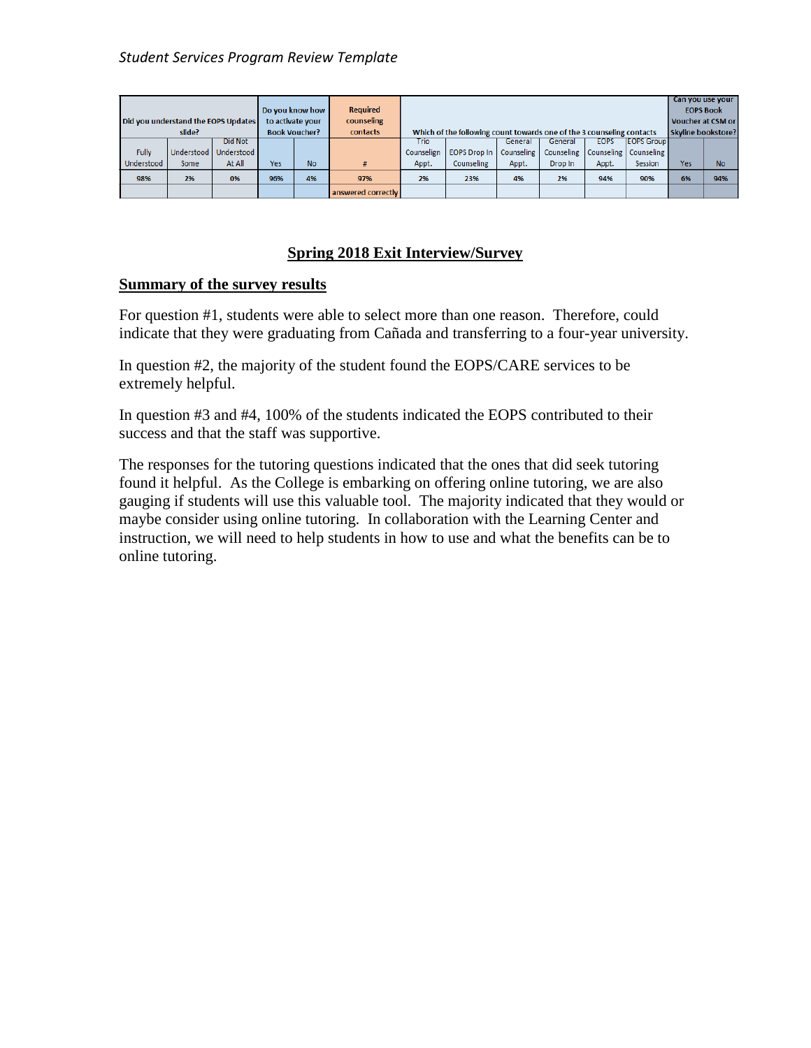| Did you understand the EOPS Updates slide? | | | Do you know how to activate your Book Voucher? | | Required counseling contacts | Which of the following count towards one of the 3 counseling contacts | | | | | | Can you use your EOPS Book Voucher at CSM or Skyline bookstore? | |
|---|---|---|---|---|---|---|---|---|---|---|---|---|---|
| Fully Understood | Understood Some | Did Not Understood At All | Yes | No | # | Trio Counselign Appt. | EOPS Drop In Counseling | General Counseling Appt. | General Counseling Drop In | EOPS Counseling Appt. | EOPS Group Counseling Session | Yes | No |
| 98% | 2% | 0% | 96% | 4% | 97% | 2% | 23% | 4% | 2% | 94% | 90% | 6% | 94% |
| | | | | | answered correctly | | | | | | | | |

## Spring 2018 Exit Interview/Survey

### Summary of the survey results

For question #1, students were able to select more than one reason. Therefore, could indicate that they were graduating from Cañada and transferring to a four-year university.

In question #2, the majority of the student found the EOPS/CARE services to be extremely helpful.

In question #3 and #4, 100% of the students indicated the EOPS contributed to their success and that the staff was supportive.

The responses for the tutoring questions indicated that the ones that did seek tutoring found it helpful. As the College is embarking on offering online tutoring, we are also gauging if students will use this valuable tool. The majority indicated that they would or maybe consider using online tutoring. In collaboration with the Learning Center and instruction, we will need to help students in how to use and what the benefits can be to online tutoring.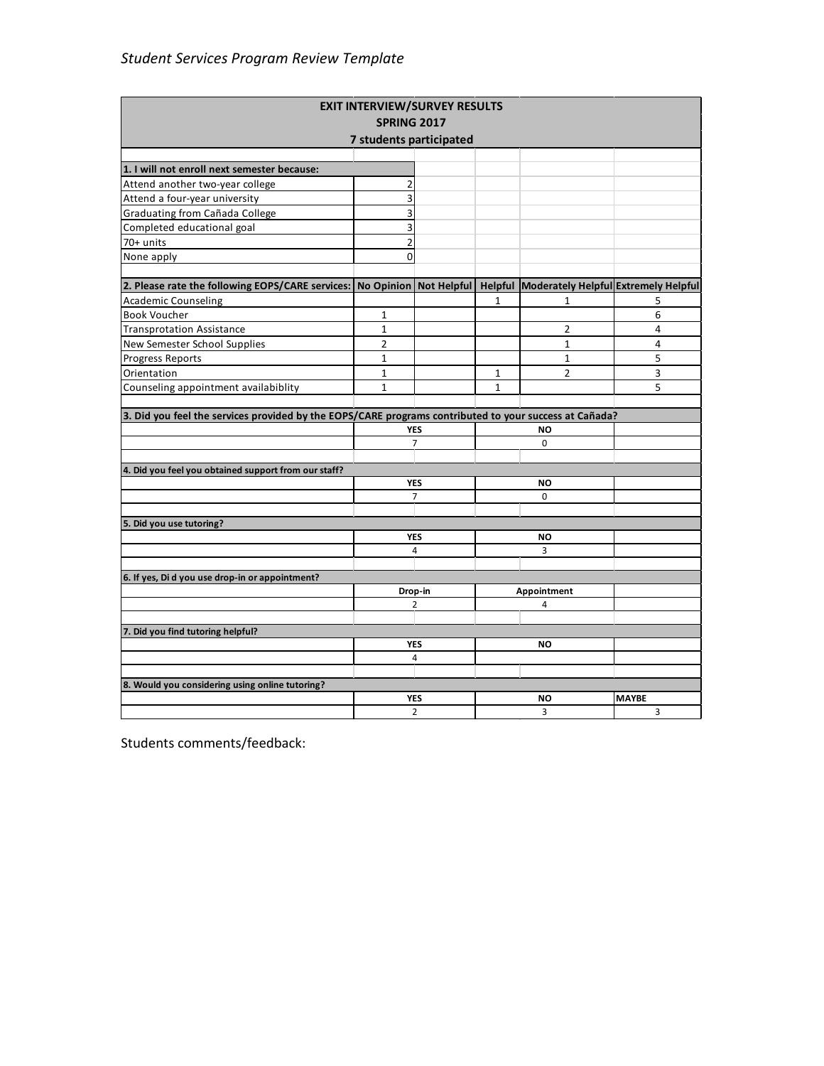| EXIT INTERVIEW/SURVEY RESULTS<br>SPRING 2017<br>7 students participated | | | | | |
|---|---|---|---|---|---|
| **1. I will not enroll next semester because:** | | | | | |
| Attend another two-year college | 2 | | | | |
| Attend a four-year university | 3 | | | | |
| Graduating from Cañada College | 3 | | | | |
| Completed educational goal | 3 | | | | |
| 70+ units | 2 | | | | |
| None apply | 0 | | | | |
| **2. Please rate the following EOPS/CARE services:** | **No Opinion** | **Not Helpful** | **Helpful** | **Moderately Helpful** | **Extremely Helpful** |
| Academic Counseling | | | 1 | 1 | 5 |
| Book Voucher | 1 | | | | 6 |
| Transprotation Assistance | 1 | | | 2 | 4 |
| New Semester School Supplies | 2 | | | 1 | 4 |
| Progress Reports | 1 | | | 1 | 5 |
| Orientation | 1 | | 1 | 2 | 3 |
| Counseling appointment availabiblity | 1 | | 1 | | 5 |
| **3. Did you feel the services provided by the EOPS/CARE programs contributed to your success at Cañada?** | | | | | |
| | **YES** | | **NO** | | |
| | 7 | | 0 | | |
| **4. Did you feel you obtained support from our staff?** | | | | | |
| | **YES** | | **NO** | | |
| | 7 | | 0 | | |
| **5. Did you use tutoring?** | | | | | |
| | **YES** | | **NO** | | |
| | 4 | | 3 | | |
| **6. If yes, Di d you use drop-in or appointment?** | | | | | |
| | **Drop-in** | | **Appointment** | | |
| | 2 | | 4 | | |
| **7. Did you find tutoring helpful?** | | | | | |
| | **YES** | | **NO** | | |
| | 4 | | | | |
| **8. Would you considering using online tutoring?** | | | | | |
| | **YES** | | **NO** | | **MAYBE** |
| | 2 | | 3 | | 3 |

Students comments/feedback: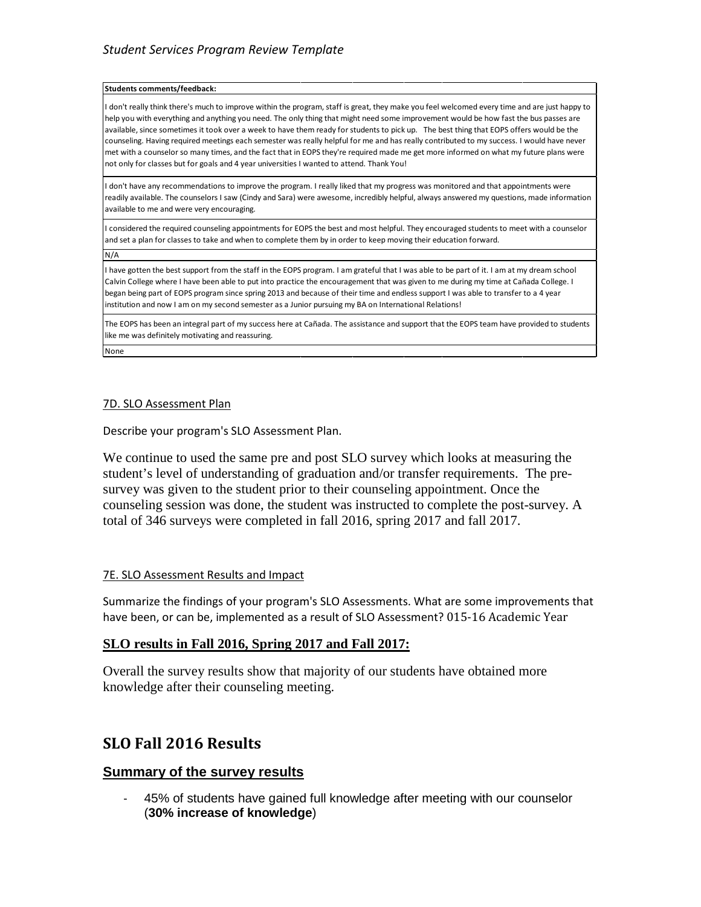| Students comments/feedback: |
| --- |
| I don't really think there's much to improve within the program, staff is great, they make you feel welcomed every time and are just happy to help you with everything and anything you need. The only thing that might need some improvement would be how fast the bus passes are available, since sometimes it took over a week to have them ready for students to pick up. The best thing that EOPS offers would be the counseling. Having required meetings each semester was really helpful for me and has really contributed to my success. I would have never met with a counselor so many times, and the fact that in EOPS they're required made me get more informed on what my future plans were not only for classes but for goals and 4 year universities I wanted to attend. Thank You! |
| I don't have any recommendations to improve the program. I really liked that my progress was monitored and that appointments were readily available. The counselors I saw (Cindy and Sara) were awesome, incredibly helpful, always answered my questions, made information available to me and were very encouraging. |
| I considered the required counseling appointments for EOPS the best and most helpful. They encouraged students to meet with a counselor and set a plan for classes to take and when to complete them by in order to keep moving their education forward. |
| N/A |
| I have gotten the best support from the staff in the EOPS program. I am grateful that I was able to be part of it. I am at my dream school Calvin College where I have been able to put into practice the encouragement that was given to me during my time at Cañada College. I began being part of EOPS program since spring 2013 and because of their time and endless support I was able to transfer to a 4 year institution and now I am on my second semester as a Junior pursuing my BA on International Relations! |
| The EOPS has been an integral part of my success here at Cañada. The assistance and support that the EOPS team have provided to students like me was definitely motivating and reassuring. |
| None |

7D. SLO Assessment Plan

Describe your program's SLO Assessment Plan.

We continue to used the same pre and post SLO survey which looks at measuring the student's level of understanding of graduation and/or transfer requirements. The pre-survey was given to the student prior to their counseling appointment. Once the counseling session was done, the student was instructed to complete the post-survey. A total of 346 surveys were completed in fall 2016, spring 2017 and fall 2017.

7E. SLO Assessment Results and Impact

Summarize the findings of your program's SLO Assessments. What are some improvements that have been, or can be, implemented as a result of SLO Assessment? 015-16 Academic Year

**SLO results in Fall 2016, Spring 2017 and Fall 2017:**

Overall the survey results show that majority of our students have obtained more knowledge after their counseling meeting.

## SLO Fall 2016 Results

### Summary of the survey results

- 45% of students have gained full knowledge after meeting with our counselor (**30% increase of knowledge**)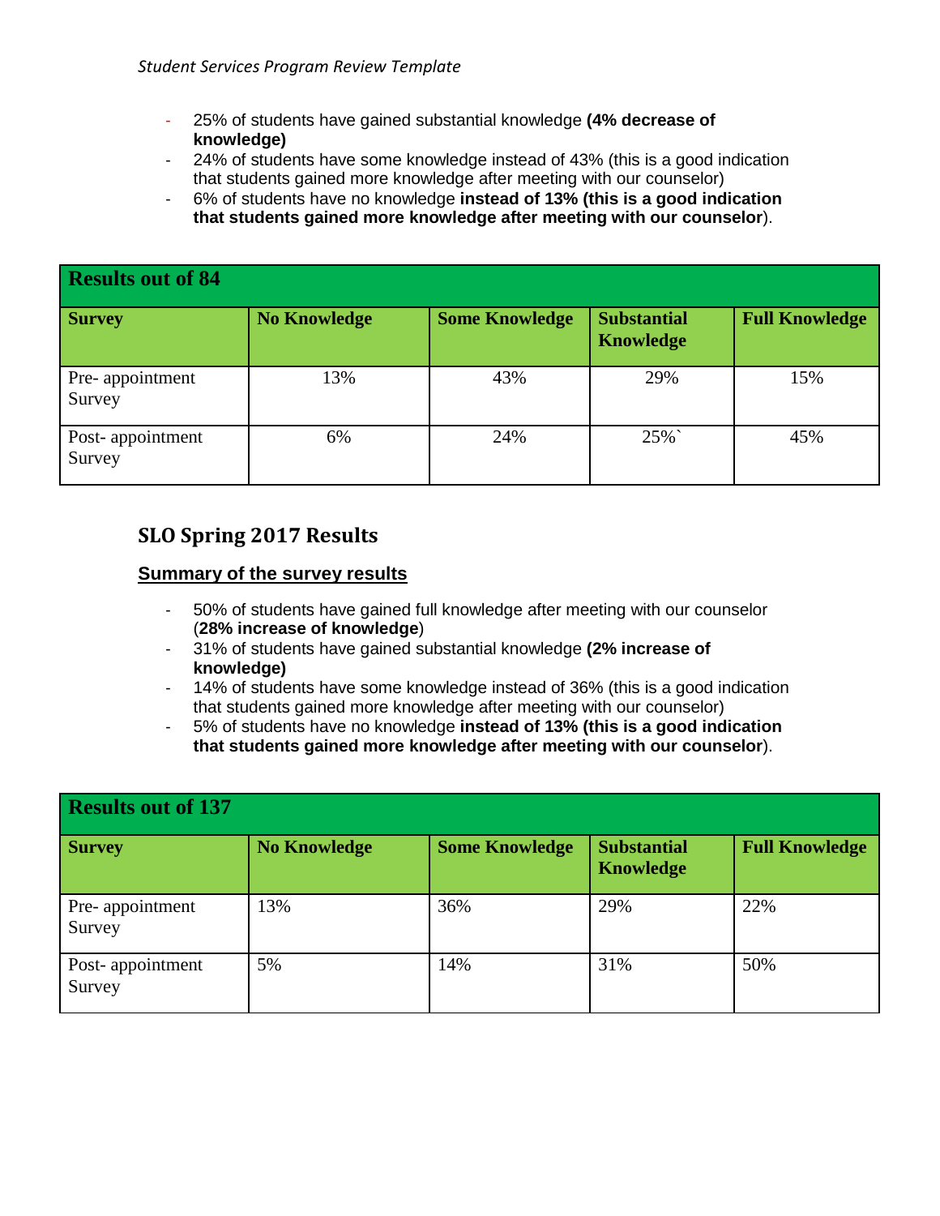- 25% of students have gained substantial knowledge **(4% decrease of knowledge)**
- 24% of students have some knowledge instead of 43% (this is a good indication that students gained more knowledge after meeting with our counselor)
- 6% of students have no knowledge **instead of 13% (this is a good indication that students gained more knowledge after meeting with our counselor**).

| **Results out of 84** | | | | |
|---|---|---|---|---|
| **Survey** | **No Knowledge** | **Some Knowledge** | **Substantial Knowledge** | **Full Knowledge** |
| Pre- appointment Survey | 13% | 43% | 29% | 15% |
| Post- appointment Survey | 6% | 24% | 25%` | 45% |

## SLO Spring 2017 Results

**Summary of the survey results**

- 50% of students have gained full knowledge after meeting with our counselor (**28% increase of knowledge**)
- 31% of students have gained substantial knowledge **(2% increase of knowledge)**
- 14% of students have some knowledge instead of 36% (this is a good indication that students gained more knowledge after meeting with our counselor)
- 5% of students have no knowledge **instead of 13% (this is a good indication that students gained more knowledge after meeting with our counselor**).

| **Results out of 137** | | | | |
|---|---|---|---|---|
| **Survey** | **No Knowledge** | **Some Knowledge** | **Substantial Knowledge** | **Full Knowledge** |
| Pre- appointment Survey | 13% | 36% | 29% | 22% |
| Post- appointment Survey | 5% | 14% | 31% | 50% |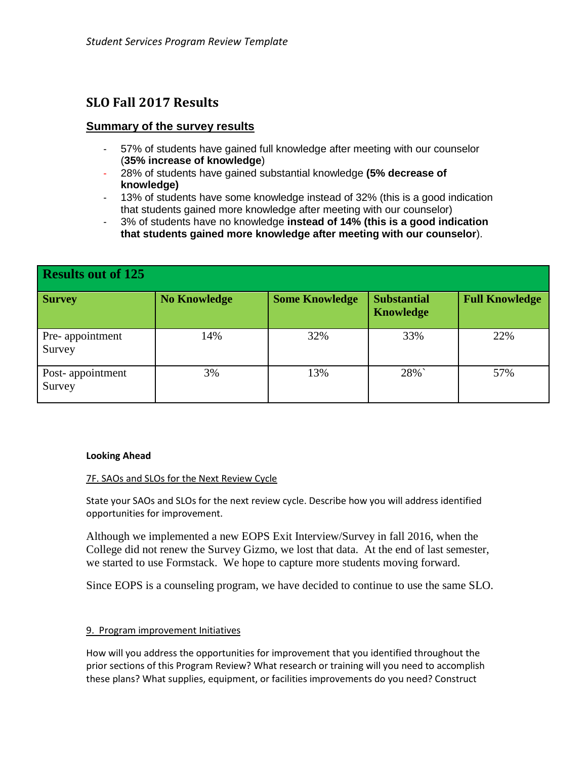## SLO Fall 2017 Results

**Summary of the survey results**

- 57% of students have gained full knowledge after meeting with our counselor (**35% increase of knowledge**)
- 28% of students have gained substantial knowledge **(5% decrease of knowledge)**
- 13% of students have some knowledge instead of 32% (this is a good indication that students gained more knowledge after meeting with our counselor)
- 3% of students have no knowledge **instead of 14% (this is a good indication that students gained more knowledge after meeting with our counselor**).

| **Results out of 125** | | | | |
|---|---|---|---|---|
| **Survey** | **No Knowledge** | **Some Knowledge** | **Substantial Knowledge** | **Full Knowledge** |
| Pre- appointment Survey | 14% | 32% | 33% | 22% |
| Post- appointment Survey | 3% | 13% | 28%` | 57% |

**Looking Ahead**

7F. SAOs and SLOs for the Next Review Cycle

State your SAOs and SLOs for the next review cycle. Describe how you will address identified opportunities for improvement.

Although we implemented a new EOPS Exit Interview/Survey in fall 2016, when the College did not renew the Survey Gizmo, we lost that data. At the end of last semester, we started to use Formstack. We hope to capture more students moving forward.

Since EOPS is a counseling program, we have decided to continue to use the same SLO.

9. Program improvement Initiatives

How will you address the opportunities for improvement that you identified throughout the prior sections of this Program Review? What research or training will you need to accomplish these plans? What supplies, equipment, or facilities improvements do you need? Construct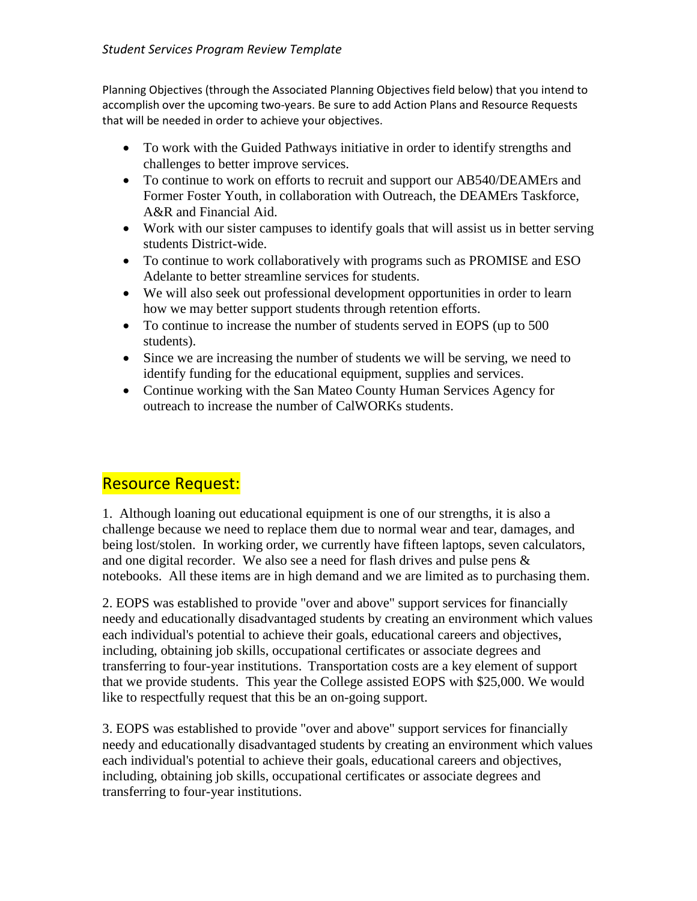Planning Objectives (through the Associated Planning Objectives field below) that you intend to accomplish over the upcoming two-years. Be sure to add Action Plans and Resource Requests that will be needed in order to achieve your objectives.

- To work with the Guided Pathways initiative in order to identify strengths and challenges to better improve services.
- To continue to work on efforts to recruit and support our AB540/DEAMErs and Former Foster Youth, in collaboration with Outreach, the DEAMErs Taskforce, A&R and Financial Aid.
- Work with our sister campuses to identify goals that will assist us in better serving students District-wide.
- To continue to work collaboratively with programs such as PROMISE and ESO Adelante to better streamline services for students.
- We will also seek out professional development opportunities in order to learn how we may better support students through retention efforts.
- To continue to increase the number of students served in EOPS (up to 500 students).
- Since we are increasing the number of students we will be serving, we need to identify funding for the educational equipment, supplies and services.
- Continue working with the San Mateo County Human Services Agency for outreach to increase the number of CalWORKs students.

## Resource Request:

1. Although loaning out educational equipment is one of our strengths, it is also a challenge because we need to replace them due to normal wear and tear, damages, and being lost/stolen. In working order, we currently have fifteen laptops, seven calculators, and one digital recorder. We also see a need for flash drives and pulse pens & notebooks. All these items are in high demand and we are limited as to purchasing them.

2. EOPS was established to provide "over and above" support services for financially needy and educationally disadvantaged students by creating an environment which values each individual's potential to achieve their goals, educational careers and objectives, including, obtaining job skills, occupational certificates or associate degrees and transferring to four-year institutions. Transportation costs are a key element of support that we provide students. This year the College assisted EOPS with $25,000. We would like to respectfully request that this be an on-going support.

3. EOPS was established to provide "over and above" support services for financially needy and educationally disadvantaged students by creating an environment which values each individual's potential to achieve their goals, educational careers and objectives, including, obtaining job skills, occupational certificates or associate degrees and transferring to four-year institutions.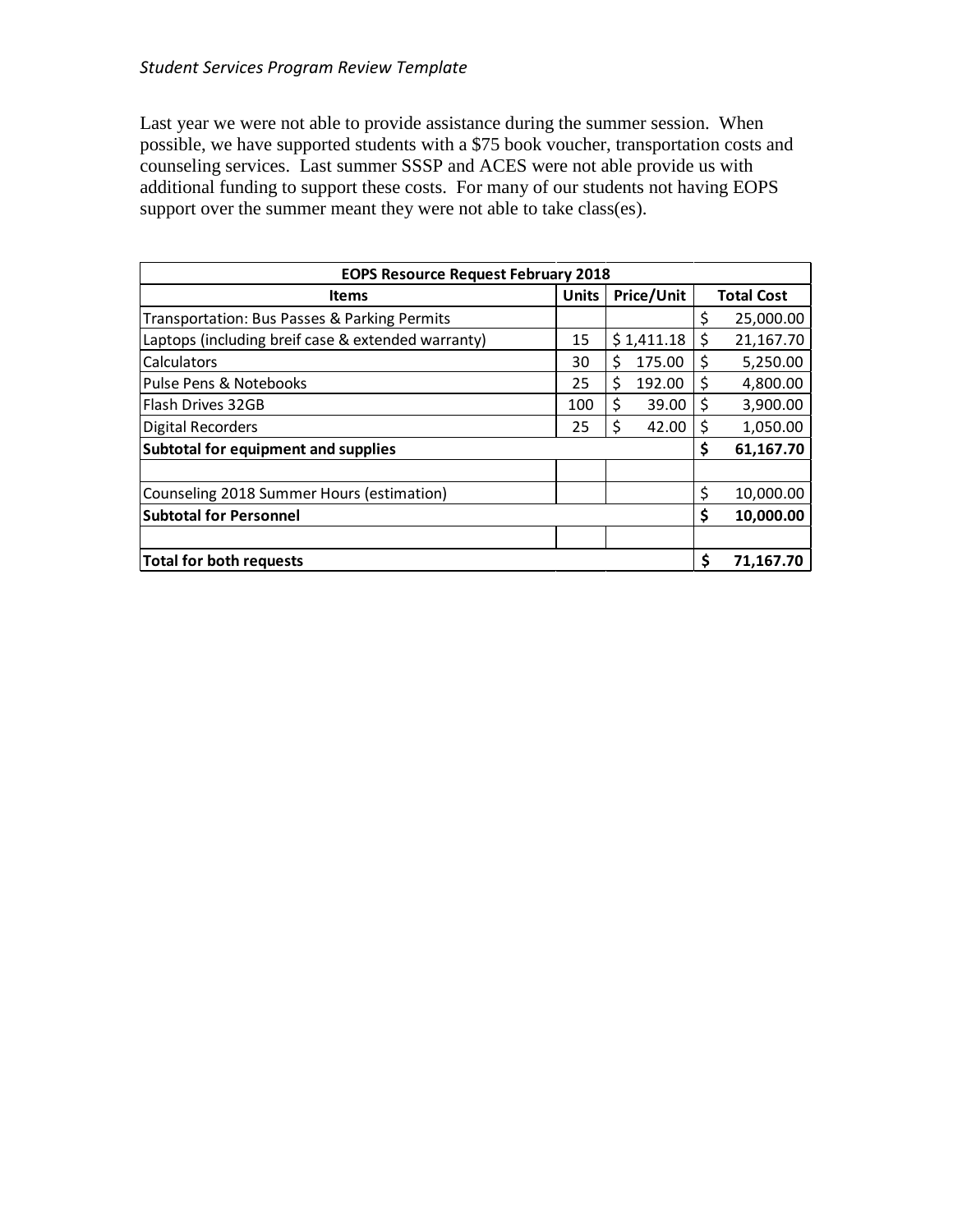Last year we were not able to provide assistance during the summer session. When possible, we have supported students with a $75 book voucher, transportation costs and counseling services. Last summer SSSP and ACES were not able provide us with additional funding to support these costs. For many of our students not having EOPS support over the summer meant they were not able to take class(es).

| EOPS Resource Request February 2018 | | | |
|---|---|---|---|
| **Items** | **Units** | **Price/Unit** | **Total Cost** |
| Transportation: Bus Passes & Parking Permits | | | $ 25,000.00 |
| Laptops (including breif case & extended warranty) | 15 | $ 1,411.18 | $ 21,167.70 |
| Calculators | 30 | $ 175.00 | $ 5,250.00 |
| Pulse Pens & Notebooks | 25 | $ 192.00 | $ 4,800.00 |
| Flash Drives 32GB | 100 | $ 39.00 | $ 3,900.00 |
| Digital Recorders | 25 | $ 42.00 | $ 1,050.00 |
| **Subtotal for equipment and supplies** | | | **$ 61,167.70** |
| | | | |
| Counseling 2018 Summer Hours (estimation) | | | $ 10,000.00 |
| **Subtotal for Personnel** | | | **$ 10,000.00** |
| | | | |
| **Total for both requests** | | | **$ 71,167.70** |